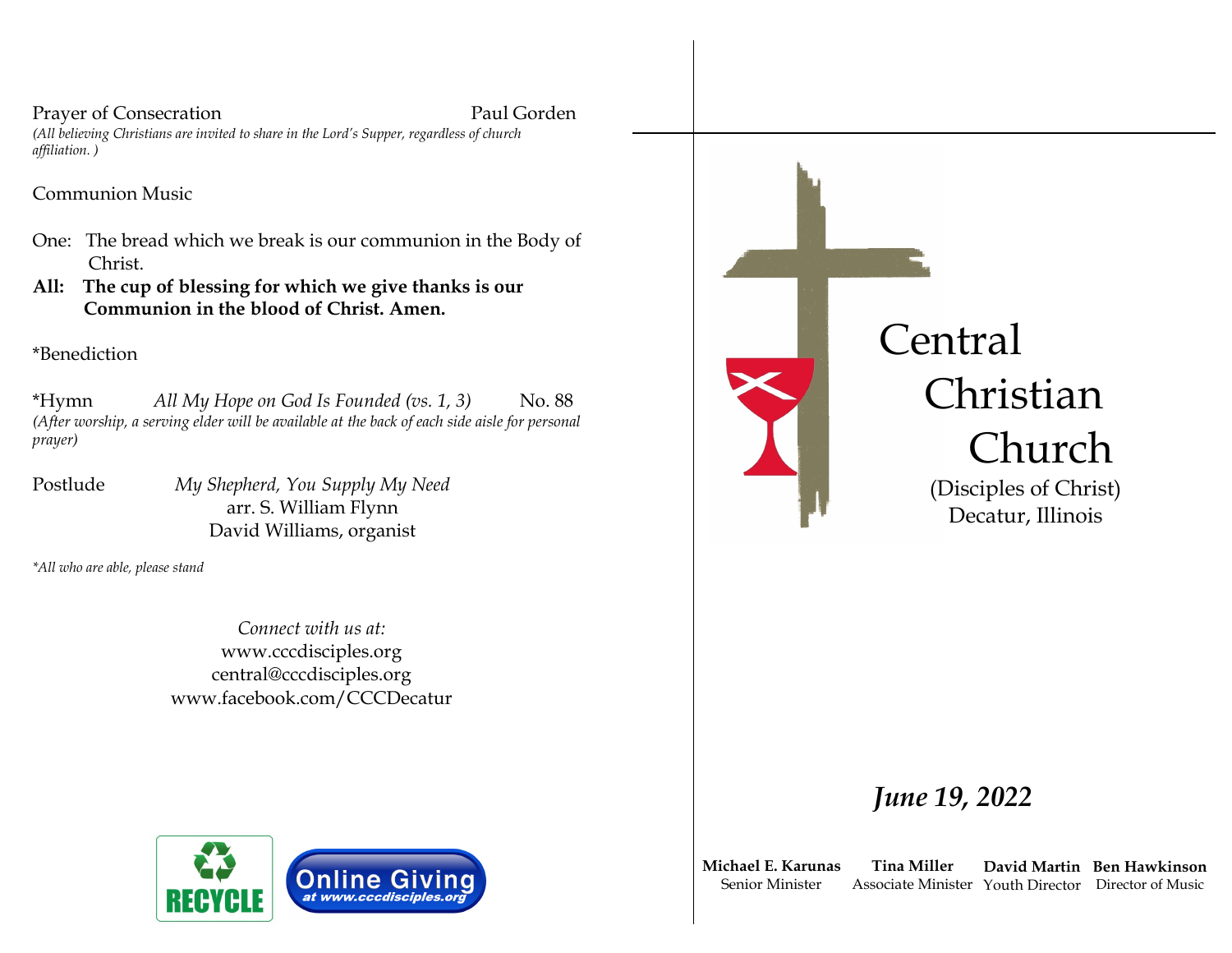Prayer of Consecration Paul Gorden

*(All believing Christians are invited to share in the Lord's Supper, regardless of church affiliation. )*

Communion Music

One: The bread which we break is our communion in the Body of Christ.

**All: The cup of blessing for which we give thanks is our Communion in the blood of Christ. Amen.**

*Benediction

*Hymn *All My Hope on God Is Founded (vs. 1, 3)* No. 88

*(After worship, a serving elder will be available at the back of each side aisle for personal prayer)*

Postlude *My Shepherd, You Supply My Need*
arr. S. William Flynn
David Williams, organist

*\*All who are able, please stand*

*Connect with us at:*
www.cccdisciples.org
central@cccdisciples.org
www.facebook.com/CCCDecatur

RECYCLE

Online Giving at www.cccdisciples.org

# Central Christian Church

(Disciples of Christ)
Decatur, Illinois

***June 19, 2022***

| **Michael E. Karunas** | **Tina Miller** | **David Martin** | **Ben Hawkinson** |
|---|---|---|---|
| Senior Minister | Associate Minister | Youth Director | Director of Music |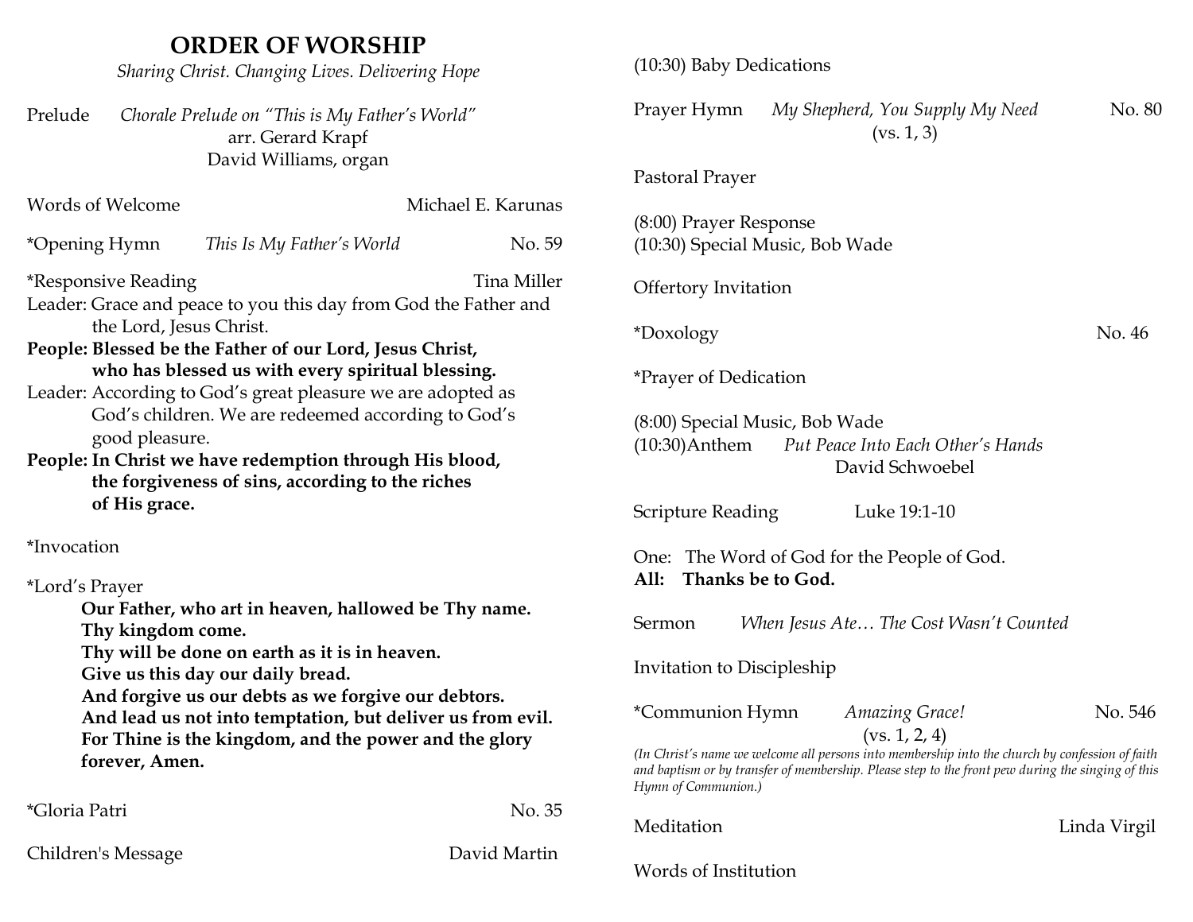# ORDER OF WORSHIP

*Sharing Christ. Changing Lives. Delivering Hope*

Prelude *Chorale Prelude on "This is My Father's World"*
arr. Gerard Krapf
David Williams, organ

Words of Welcome Michael E. Karunas

*Opening Hymn *This Is My Father's World* No. 59

*Responsive Reading Tina Miller

Leader: Grace and peace to you this day from God the Father and the Lord, Jesus Christ.

**People: Blessed be the Father of our Lord, Jesus Christ, who has blessed us with every spiritual blessing.**

Leader: According to God's great pleasure we are adopted as God's children. We are redeemed according to God's good pleasure.

**People: In Christ we have redemption through His blood, the forgiveness of sins, according to the riches of His grace.**

*Invocation

*Lord's Prayer

**Our Father, who art in heaven, hallowed be Thy name.**
**Thy kingdom come.**
**Thy will be done on earth as it is in heaven.**
**Give us this day our daily bread.**
**And forgive us our debts as we forgive our debtors.**
**And lead us not into temptation, but deliver us from evil.**
**For Thine is the kingdom, and the power and the glory forever, Amen.**

*Gloria Patri No. 35

Children's Message David Martin

(10:30) Baby Dedications

Prayer Hymn *My Shepherd, You Supply My Need* No. 80
(vs. 1, 3)

Pastoral Prayer

(8:00) Prayer Response
(10:30) Special Music, Bob Wade

Offertory Invitation

*Doxology No. 46

*Prayer of Dedication

(8:00) Special Music, Bob Wade
(10:30)Anthem *Put Peace Into Each Other's Hands*
David Schwoebel

Scripture Reading Luke 19:1-10

One: The Word of God for the People of God.
**All: Thanks be to God.**

Sermon *When Jesus Ate… The Cost Wasn't Counted*

Invitation to Discipleship

*Communion Hymn *Amazing Grace!* No. 546
(vs. 1, 2, 4)

*(In Christ's name we welcome all persons into membership into the church by confession of faith and baptism or by transfer of membership. Please step to the front pew during the singing of this Hymn of Communion.)*

Meditation Linda Virgil

Words of Institution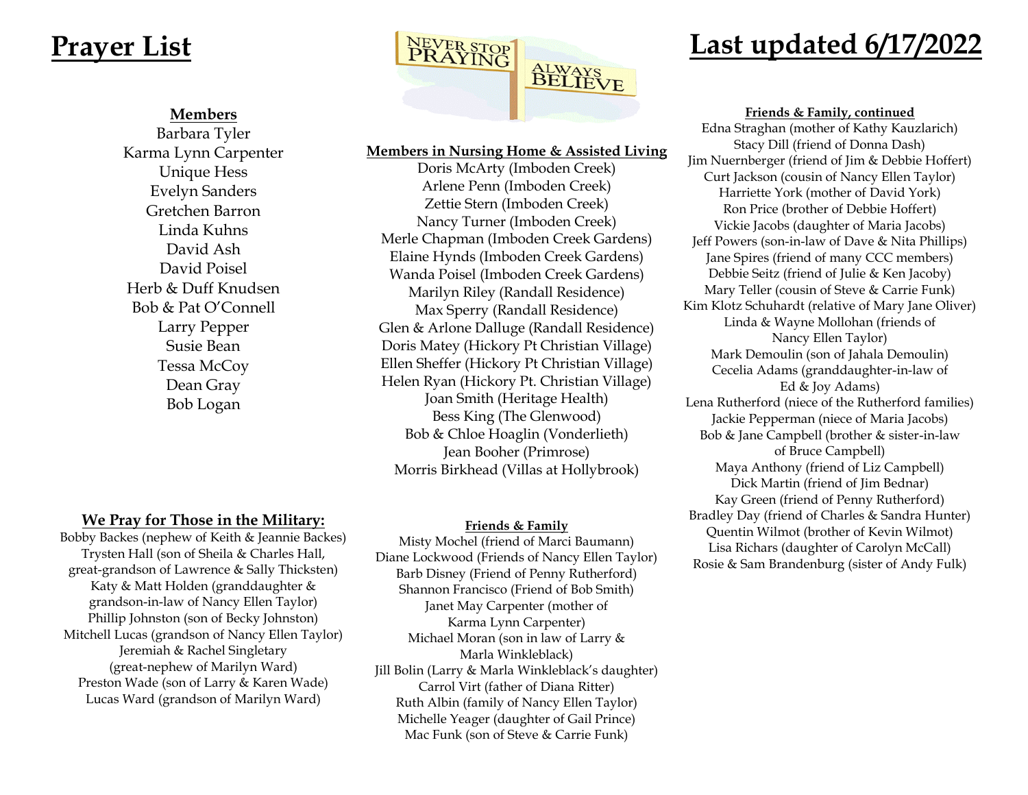# Prayer List

# Last updated 6/17/2022

**Members**

Barbara Tyler
Karma Lynn Carpenter
Unique Hess
Evelyn Sanders
Gretchen Barron
Linda Kuhns
David Ash
David Poisel
Herb & Duff Knudsen
Bob & Pat O'Connell
Larry Pepper
Susie Bean
Tessa McCoy
Dean Gray
Bob Logan

## We Pray for Those in the Military:

Bobby Backes (nephew of Keith & Jeannie Backes)
Trysten Hall (son of Sheila & Charles Hall, great-grandson of Lawrence & Sally Thicksten)
Katy & Matt Holden (granddaughter & grandson-in-law of Nancy Ellen Taylor)
Phillip Johnston (son of Becky Johnston)
Mitchell Lucas (grandson of Nancy Ellen Taylor)
Jeremiah & Rachel Singletary (great-nephew of Marilyn Ward)
Preston Wade (son of Larry & Karen Wade)
Lucas Ward (grandson of Marilyn Ward)

NEVER STOP PRAYING
ALWAYS BELIEVE

**Members in Nursing Home & Assisted Living**

Doris McArty (Imboden Creek)
Arlene Penn (Imboden Creek)
Zettie Stern (Imboden Creek)
Nancy Turner (Imboden Creek)
Merle Chapman (Imboden Creek Gardens)
Elaine Hynds (Imboden Creek Gardens)
Wanda Poisel (Imboden Creek Gardens)
Marilyn Riley (Randall Residence)
Max Sperry (Randall Residence)
Glen & Arlone Dalluge (Randall Residence)
Doris Matey (Hickory Pt Christian Village)
Ellen Sheffer (Hickory Pt Christian Village)
Helen Ryan (Hickory Pt. Christian Village)
Joan Smith (Heritage Health)
Bess King (The Glenwood)
Bob & Chloe Hoaglin (Vonderlieth)
Jean Booher (Primrose)
Morris Birkhead (Villas at Hollybrook)

**Friends & Family**

Misty Mochel (friend of Marci Baumann)
Diane Lockwood (Friends of Nancy Ellen Taylor)
Barb Disney (Friend of Penny Rutherford)
Shannon Francisco (Friend of Bob Smith)
Janet May Carpenter (mother of Karma Lynn Carpenter)
Michael Moran (son in law of Larry & Marla Winkleblack)
Jill Bolin (Larry & Marla Winkleblack's daughter)
Carrol Virt (father of Diana Ritter)
Ruth Albin (family of Nancy Ellen Taylor)
Michelle Yeager (daughter of Gail Prince)
Mac Funk (son of Steve & Carrie Funk)

**Friends & Family, continued**

Edna Straghan (mother of Kathy Kauzlarich)
Stacy Dill (friend of Donna Dash)
Jim Nuernberger (friend of Jim & Debbie Hoffert)
Curt Jackson (cousin of Nancy Ellen Taylor)
Harriette York (mother of David York)
Ron Price (brother of Debbie Hoffert)
Vickie Jacobs (daughter of Maria Jacobs)
Jeff Powers (son-in-law of Dave & Nita Phillips)
Jane Spires (friend of many CCC members)
Debbie Seitz (friend of Julie & Ken Jacoby)
Mary Teller (cousin of Steve & Carrie Funk)
Kim Klotz Schuhardt (relative of Mary Jane Oliver)
Linda & Wayne Mollohan (friends of Nancy Ellen Taylor)
Mark Demoulin (son of Jahala Demoulin)
Cecelia Adams (granddaughter-in-law of Ed & Joy Adams)
Lena Rutherford (niece of the Rutherford families)
Jackie Pepperman (niece of Maria Jacobs)
Bob & Jane Campbell (brother & sister-in-law of Bruce Campbell)
Maya Anthony (friend of Liz Campbell)
Dick Martin (friend of Jim Bednar)
Kay Green (friend of Penny Rutherford)
Bradley Day (friend of Charles & Sandra Hunter)
Quentin Wilmot (brother of Kevin Wilmot)
Lisa Richars (daughter of Carolyn McCall)
Rosie & Sam Brandenburg (sister of Andy Fulk)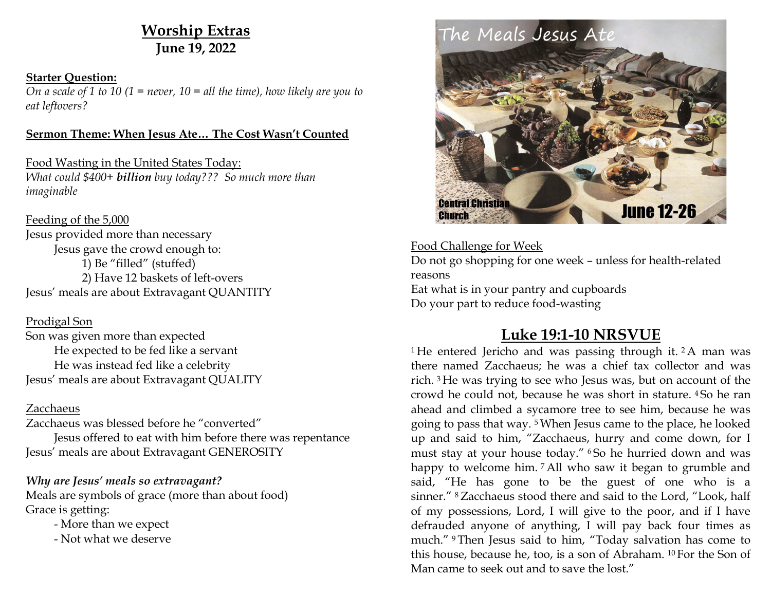# Worship Extras

**June 19, 2022**

**Starter Question:**

*On a scale of 1 to 10 (1 = never, 10 = all the time), how likely are you to eat leftovers?*

**Sermon Theme: When Jesus Ate… The Cost Wasn't Counted**

Food Wasting in the United States Today:

*What could $400+* ***billion*** *buy today??? So much more than imaginable*

Feeding of the 5,000

Jesus provided more than necessary

Jesus gave the crowd enough to:

1) Be "filled" (stuffed)

2) Have 12 baskets of left-overs

Jesus' meals are about Extravagant QUANTITY

Prodigal Son

Son was given more than expected

He expected to be fed like a servant

He was instead fed like a celebrity

Jesus' meals are about Extravagant QUALITY

Zacchaeus

Zacchaeus was blessed before he "converted"

Jesus offered to eat with him before there was repentance

Jesus' meals are about Extravagant GENEROSITY

***Why are Jesus' meals so extravagant?***

Meals are symbols of grace (more than about food)

Grace is getting:

- More than we expect
- Not what we deserve

The Meals Jesus Ate

Central Christian Church

June 12-26

Food Challenge for Week

Do not go shopping for one week – unless for health-related reasons

Eat what is in your pantry and cupboards

Do your part to reduce food-wasting

## Luke 19:1-10 NRSVUE

[1] He entered Jericho and was passing through it. [2] A man was there named Zacchaeus; he was a chief tax collector and was rich. [3] He was trying to see who Jesus was, but on account of the crowd he could not, because he was short in stature. [4] So he ran ahead and climbed a sycamore tree to see him, because he was going to pass that way. [5] When Jesus came to the place, he looked up and said to him, "Zacchaeus, hurry and come down, for I must stay at your house today." [6] So he hurried down and was happy to welcome him. [7] All who saw it began to grumble and said, "He has gone to be the guest of one who is a sinner." [8] Zacchaeus stood there and said to the Lord, "Look, half of my possessions, Lord, I will give to the poor, and if I have defrauded anyone of anything, I will pay back four times as much." [9] Then Jesus said to him, "Today salvation has come to this house, because he, too, is a son of Abraham. [10] For the Son of Man came to seek out and to save the lost."